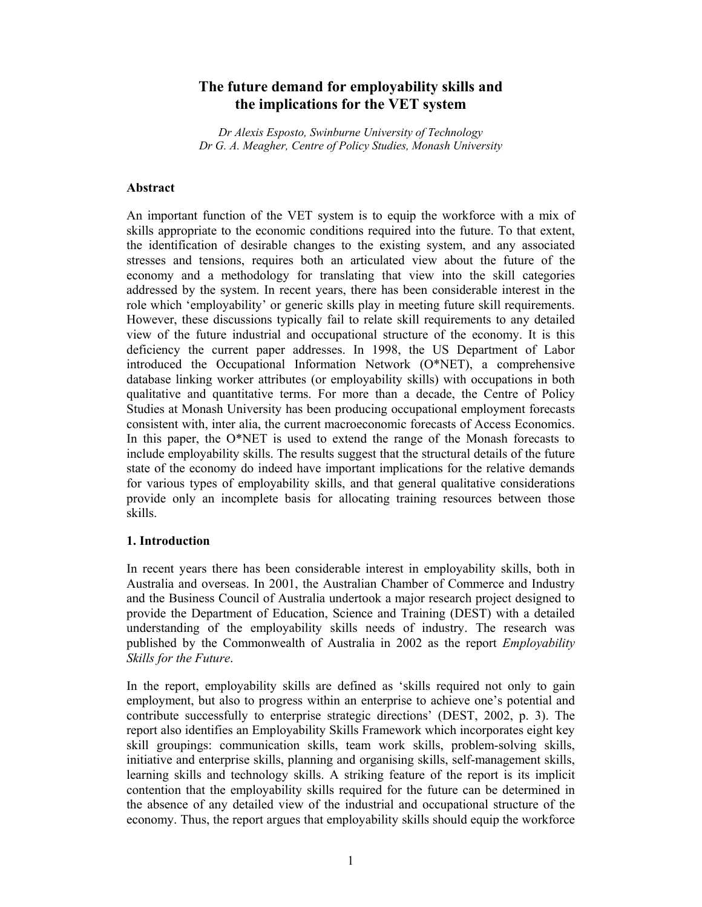# The future demand for employability skills and the implications for the VET system

*Dr Alexis Esposto, Swinburne University of Technology*
*Dr G. A. Meagher, Centre of Policy Studies, Monash University*

## Abstract

An important function of the VET system is to equip the workforce with a mix of skills appropriate to the economic conditions required into the future. To that extent, the identification of desirable changes to the existing system, and any associated stresses and tensions, requires both an articulated view about the future of the economy and a methodology for translating that view into the skill categories addressed by the system. In recent years, there has been considerable interest in the role which 'employability' or generic skills play in meeting future skill requirements. However, these discussions typically fail to relate skill requirements to any detailed view of the future industrial and occupational structure of the economy. It is this deficiency the current paper addresses. In 1998, the US Department of Labor introduced the Occupational Information Network (O*NET), a comprehensive database linking worker attributes (or employability skills) with occupations in both qualitative and quantitative terms. For more than a decade, the Centre of Policy Studies at Monash University has been producing occupational employment forecasts consistent with, inter alia, the current macroeconomic forecasts of Access Economics. In this paper, the O*NET is used to extend the range of the Monash forecasts to include employability skills. The results suggest that the structural details of the future state of the economy do indeed have important implications for the relative demands for various types of employability skills, and that general qualitative considerations provide only an incomplete basis for allocating training resources between those skills.

## 1. Introduction

In recent years there has been considerable interest in employability skills, both in Australia and overseas. In 2001, the Australian Chamber of Commerce and Industry and the Business Council of Australia undertook a major research project designed to provide the Department of Education, Science and Training (DEST) with a detailed understanding of the employability skills needs of industry. The research was published by the Commonwealth of Australia in 2002 as the report *Employability Skills for the Future*.

In the report, employability skills are defined as 'skills required not only to gain employment, but also to progress within an enterprise to achieve one's potential and contribute successfully to enterprise strategic directions' (DEST, 2002, p. 3). The report also identifies an Employability Skills Framework which incorporates eight key skill groupings: communication skills, team work skills, problem-solving skills, initiative and enterprise skills, planning and organising skills, self-management skills, learning skills and technology skills. A striking feature of the report is its implicit contention that the employability skills required for the future can be determined in the absence of any detailed view of the industrial and occupational structure of the economy. Thus, the report argues that employability skills should equip the workforce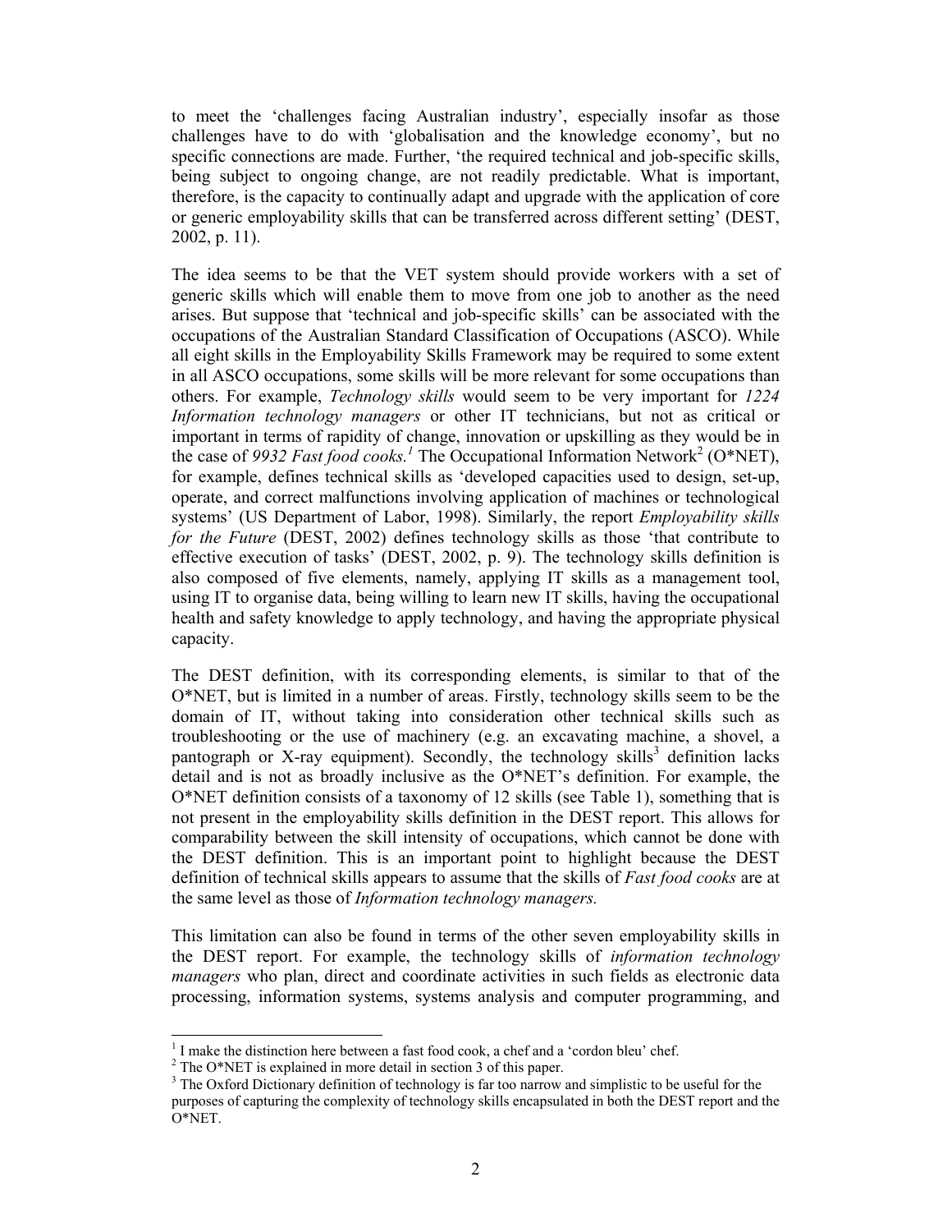to meet the 'challenges facing Australian industry', especially insofar as those challenges have to do with 'globalisation and the knowledge economy', but no specific connections are made. Further, 'the required technical and job-specific skills, being subject to ongoing change, are not readily predictable. What is important, therefore, is the capacity to continually adapt and upgrade with the application of core or generic employability skills that can be transferred across different setting' (DEST, 2002, p. 11).

The idea seems to be that the VET system should provide workers with a set of generic skills which will enable them to move from one job to another as the need arises. But suppose that 'technical and job-specific skills' can be associated with the occupations of the Australian Standard Classification of Occupations (ASCO). While all eight skills in the Employability Skills Framework may be required to some extent in all ASCO occupations, some skills will be more relevant for some occupations than others. For example, *Technology skills* would seem to be very important for *1224 Information technology managers* or other IT technicians, but not as critical or important in terms of rapidity of change, innovation or upskilling as they would be in the case of *9932 Fast food cooks.*[1] The Occupational Information Network[2] (O*NET), for example, defines technical skills as 'developed capacities used to design, set-up, operate, and correct malfunctions involving application of machines or technological systems' (US Department of Labor, 1998). Similarly, the report *Employability skills for the Future* (DEST, 2002) defines technology skills as those 'that contribute to effective execution of tasks' (DEST, 2002, p. 9). The technology skills definition is also composed of five elements, namely, applying IT skills as a management tool, using IT to organise data, being willing to learn new IT skills, having the occupational health and safety knowledge to apply technology, and having the appropriate physical capacity.

The DEST definition, with its corresponding elements, is similar to that of the O*NET, but is limited in a number of areas. Firstly, technology skills seem to be the domain of IT, without taking into consideration other technical skills such as troubleshooting or the use of machinery (e.g. an excavating machine, a shovel, a pantograph or X-ray equipment). Secondly, the technology skills[3] definition lacks detail and is not as broadly inclusive as the O*NET's definition. For example, the O*NET definition consists of a taxonomy of 12 skills (see Table 1), something that is not present in the employability skills definition in the DEST report. This allows for comparability between the skill intensity of occupations, which cannot be done with the DEST definition. This is an important point to highlight because the DEST definition of technical skills appears to assume that the skills of *Fast food cooks* are at the same level as those of *Information technology managers.*

This limitation can also be found in terms of the other seven employability skills in the DEST report. For example, the technology skills of *information technology managers* who plan, direct and coordinate activities in such fields as electronic data processing, information systems, systems analysis and computer programming, and

---

[1] I make the distinction here between a fast food cook, a chef and a 'cordon bleu' chef.

[2] The O*NET is explained in more detail in section 3 of this paper.

[3] The Oxford Dictionary definition of technology is far too narrow and simplistic to be useful for the purposes of capturing the complexity of technology skills encapsulated in both the DEST report and the O*NET.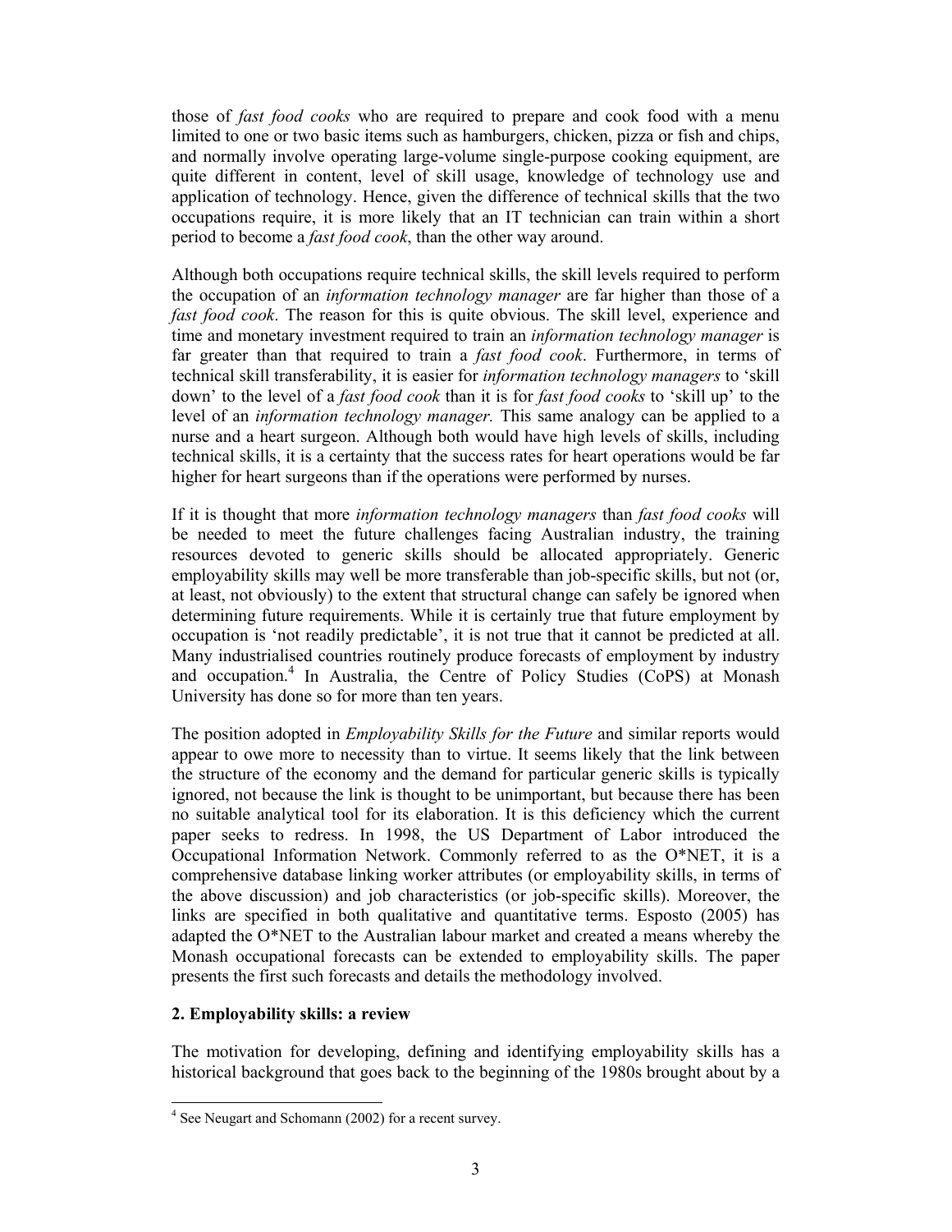those of *fast food cooks* who are required to prepare and cook food with a menu limited to one or two basic items such as hamburgers, chicken, pizza or fish and chips, and normally involve operating large-volume single-purpose cooking equipment, are quite different in content, level of skill usage, knowledge of technology use and application of technology. Hence, given the difference of technical skills that the two occupations require, it is more likely that an IT technician can train within a short period to become a *fast food cook*, than the other way around.

Although both occupations require technical skills, the skill levels required to perform the occupation of an *information technology manager* are far higher than those of a *fast food cook*. The reason for this is quite obvious. The skill level, experience and time and monetary investment required to train an *information technology manager* is far greater than that required to train a *fast food cook*. Furthermore, in terms of technical skill transferability, it is easier for *information technology managers* to 'skill down' to the level of a *fast food cook* than it is for *fast food cooks* to 'skill up' to the level of an *information technology manager.* This same analogy can be applied to a nurse and a heart surgeon. Although both would have high levels of skills, including technical skills, it is a certainty that the success rates for heart operations would be far higher for heart surgeons than if the operations were performed by nurses.

If it is thought that more *information technology managers* than *fast food cooks* will be needed to meet the future challenges facing Australian industry, the training resources devoted to generic skills should be allocated appropriately. Generic employability skills may well be more transferable than job-specific skills, but not (or, at least, not obviously) to the extent that structural change can safely be ignored when determining future requirements. While it is certainly true that future employment by occupation is 'not readily predictable', it is not true that it cannot be predicted at all. Many industrialised countries routinely produce forecasts of employment by industry and occupation.[4] In Australia, the Centre of Policy Studies (CoPS) at Monash University has done so for more than ten years.

The position adopted in *Employability Skills for the Future* and similar reports would appear to owe more to necessity than to virtue. It seems likely that the link between the structure of the economy and the demand for particular generic skills is typically ignored, not because the link is thought to be unimportant, but because there has been no suitable analytical tool for its elaboration. It is this deficiency which the current paper seeks to redress. In 1998, the US Department of Labor introduced the Occupational Information Network. Commonly referred to as the O*NET, it is a comprehensive database linking worker attributes (or employability skills, in terms of the above discussion) and job characteristics (or job-specific skills). Moreover, the links are specified in both qualitative and quantitative terms. Esposto (2005) has adapted the O*NET to the Australian labour market and created a means whereby the Monash occupational forecasts can be extended to employability skills. The paper presents the first such forecasts and details the methodology involved.

## 2. Employability skills: a review

The motivation for developing, defining and identifying employability skills has a historical background that goes back to the beginning of the 1980s brought about by a

[4] See Neugart and Schomann (2002) for a recent survey.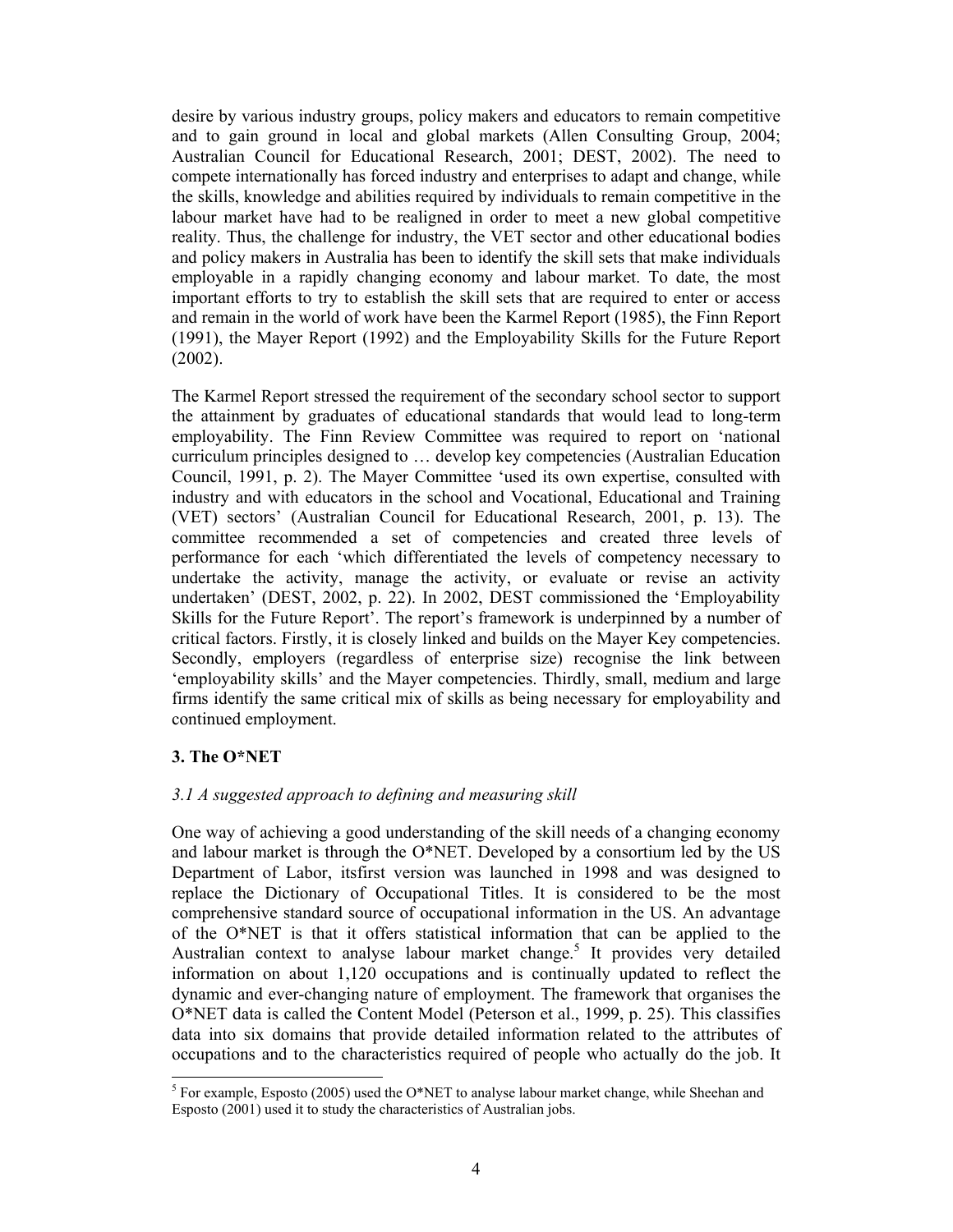desire by various industry groups, policy makers and educators to remain competitive and to gain ground in local and global markets (Allen Consulting Group, 2004; Australian Council for Educational Research, 2001; DEST, 2002). The need to compete internationally has forced industry and enterprises to adapt and change, while the skills, knowledge and abilities required by individuals to remain competitive in the labour market have had to be realigned in order to meet a new global competitive reality. Thus, the challenge for industry, the VET sector and other educational bodies and policy makers in Australia has been to identify the skill sets that make individuals employable in a rapidly changing economy and labour market. To date, the most important efforts to try to establish the skill sets that are required to enter or access and remain in the world of work have been the Karmel Report (1985), the Finn Report (1991), the Mayer Report (1992) and the Employability Skills for the Future Report (2002).

The Karmel Report stressed the requirement of the secondary school sector to support the attainment by graduates of educational standards that would lead to long-term employability. The Finn Review Committee was required to report on 'national curriculum principles designed to … develop key competencies (Australian Education Council, 1991, p. 2). The Mayer Committee 'used its own expertise, consulted with industry and with educators in the school and Vocational, Educational and Training (VET) sectors' (Australian Council for Educational Research, 2001, p. 13). The committee recommended a set of competencies and created three levels of performance for each 'which differentiated the levels of competency necessary to undertake the activity, manage the activity, or evaluate or revise an activity undertaken' (DEST, 2002, p. 22). In 2002, DEST commissioned the 'Employability Skills for the Future Report'. The report's framework is underpinned by a number of critical factors. Firstly, it is closely linked and builds on the Mayer Key competencies. Secondly, employers (regardless of enterprise size) recognise the link between 'employability skills' and the Mayer competencies. Thirdly, small, medium and large firms identify the same critical mix of skills as being necessary for employability and continued employment.

## 3. The O*NET

### *3.1 A suggested approach to defining and measuring skill*

One way of achieving a good understanding of the skill needs of a changing economy and labour market is through the O*NET. Developed by a consortium led by the US Department of Labor, itsfirst version was launched in 1998 and was designed to replace the Dictionary of Occupational Titles. It is considered to be the most comprehensive standard source of occupational information in the US. An advantage of the O*NET is that it offers statistical information that can be applied to the Australian context to analyse labour market change.[5] It provides very detailed information on about 1,120 occupations and is continually updated to reflect the dynamic and ever-changing nature of employment. The framework that organises the O*NET data is called the Content Model (Peterson et al., 1999, p. 25). This classifies data into six domains that provide detailed information related to the attributes of occupations and to the characteristics required of people who actually do the job. It

[5] For example, Esposto (2005) used the O*NET to analyse labour market change, while Sheehan and Esposto (2001) used it to study the characteristics of Australian jobs.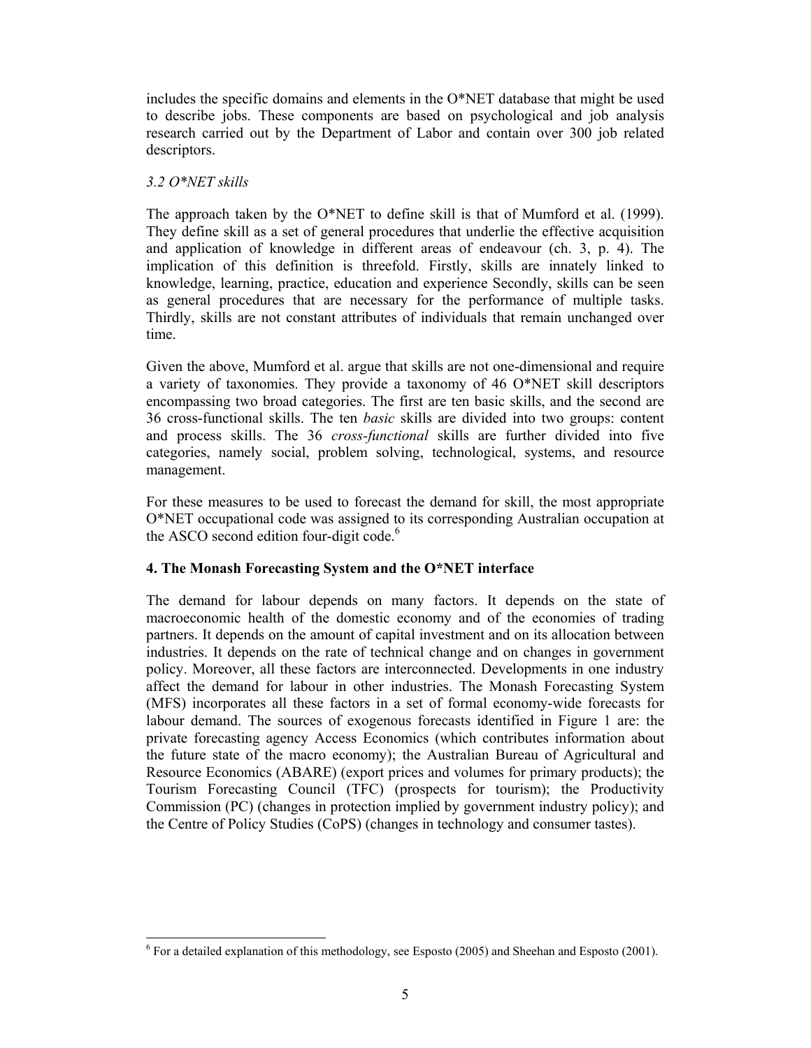includes the specific domains and elements in the O*NET database that might be used to describe jobs. These components are based on psychological and job analysis research carried out by the Department of Labor and contain over 300 job related descriptors.

### *3.2 O*NET skills*

The approach taken by the O*NET to define skill is that of Mumford et al. (1999). They define skill as a set of general procedures that underlie the effective acquisition and application of knowledge in different areas of endeavour (ch. 3, p. 4). The implication of this definition is threefold. Firstly, skills are innately linked to knowledge, learning, practice, education and experience Secondly, skills can be seen as general procedures that are necessary for the performance of multiple tasks. Thirdly, skills are not constant attributes of individuals that remain unchanged over time.

Given the above, Mumford et al. argue that skills are not one-dimensional and require a variety of taxonomies. They provide a taxonomy of 46 O*NET skill descriptors encompassing two broad categories. The first are ten basic skills, and the second are 36 cross-functional skills. The ten *basic* skills are divided into two groups: content and process skills. The 36 *cross-functional* skills are further divided into five categories, namely social, problem solving, technological, systems, and resource management.

For these measures to be used to forecast the demand for skill, the most appropriate O*NET occupational code was assigned to its corresponding Australian occupation at the ASCO second edition four-digit code.[6]

## 4. The Monash Forecasting System and the O*NET interface

The demand for labour depends on many factors. It depends on the state of macroeconomic health of the domestic economy and of the economies of trading partners. It depends on the amount of capital investment and on its allocation between industries. It depends on the rate of technical change and on changes in government policy. Moreover, all these factors are interconnected. Developments in one industry affect the demand for labour in other industries. The Monash Forecasting System (MFS) incorporates all these factors in a set of formal economy-wide forecasts for labour demand. The sources of exogenous forecasts identified in Figure 1 are: the private forecasting agency Access Economics (which contributes information about the future state of the macro economy); the Australian Bureau of Agricultural and Resource Economics (ABARE) (export prices and volumes for primary products); the Tourism Forecasting Council (TFC) (prospects for tourism); the Productivity Commission (PC) (changes in protection implied by government industry policy); and the Centre of Policy Studies (CoPS) (changes in technology and consumer tastes).

---

[6] For a detailed explanation of this methodology, see Esposto (2005) and Sheehan and Esposto (2001).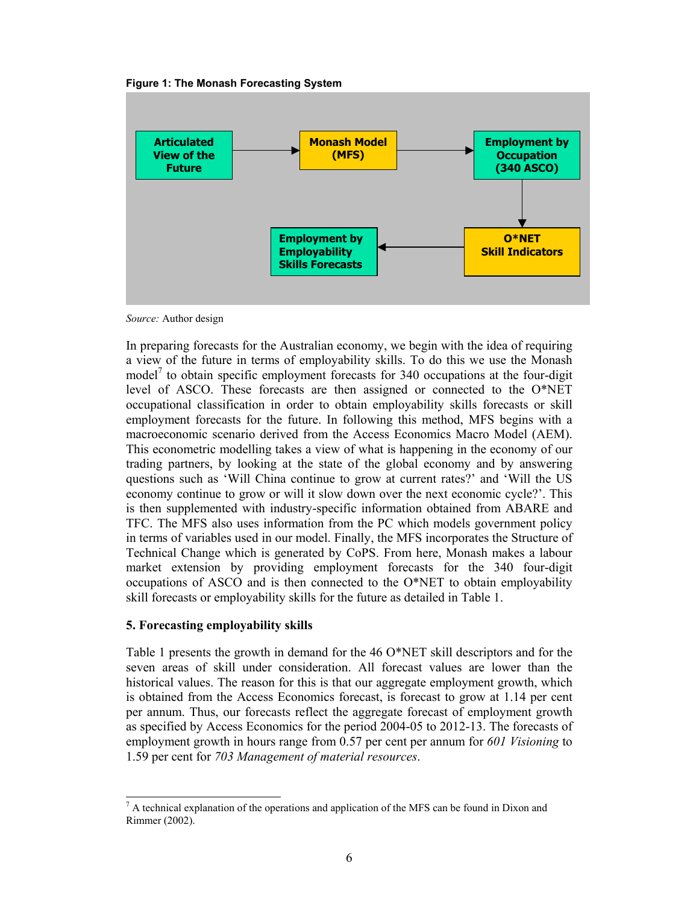**Figure 1: The Monash Forecasting System**

*Source:* Author design

In preparing forecasts for the Australian economy, we begin with the idea of requiring a view of the future in terms of employability skills. To do this we use the Monash model[7] to obtain specific employment forecasts for 340 occupations at the four-digit level of ASCO. These forecasts are then assigned or connected to the O*NET occupational classification in order to obtain employability skills forecasts or skill employment forecasts for the future. In following this method, MFS begins with a macroeconomic scenario derived from the Access Economics Macro Model (AEM). This econometric modelling takes a view of what is happening in the economy of our trading partners, by looking at the state of the global economy and by answering questions such as 'Will China continue to grow at current rates?' and 'Will the US economy continue to grow or will it slow down over the next economic cycle?'. This is then supplemented with industry-specific information obtained from ABARE and TFC. The MFS also uses information from the PC which models government policy in terms of variables used in our model. Finally, the MFS incorporates the Structure of Technical Change which is generated by CoPS. From here, Monash makes a labour market extension by providing employment forecasts for the 340 four-digit occupations of ASCO and is then connected to the O*NET to obtain employability skill forecasts or employability skills for the future as detailed in Table 1.

## 5. Forecasting employability skills

Table 1 presents the growth in demand for the 46 O*NET skill descriptors and for the seven areas of skill under consideration. All forecast values are lower than the historical values. The reason for this is that our aggregate employment growth, which is obtained from the Access Economics forecast, is forecast to grow at 1.14 per cent per annum. Thus, our forecasts reflect the aggregate forecast of employment growth as specified by Access Economics for the period 2004-05 to 2012-13. The forecasts of employment growth in hours range from 0.57 per cent per annum for *601 Visioning* to 1.59 per cent for *703 Management of material resources*.

[7] A technical explanation of the operations and application of the MFS can be found in Dixon and Rimmer (2002).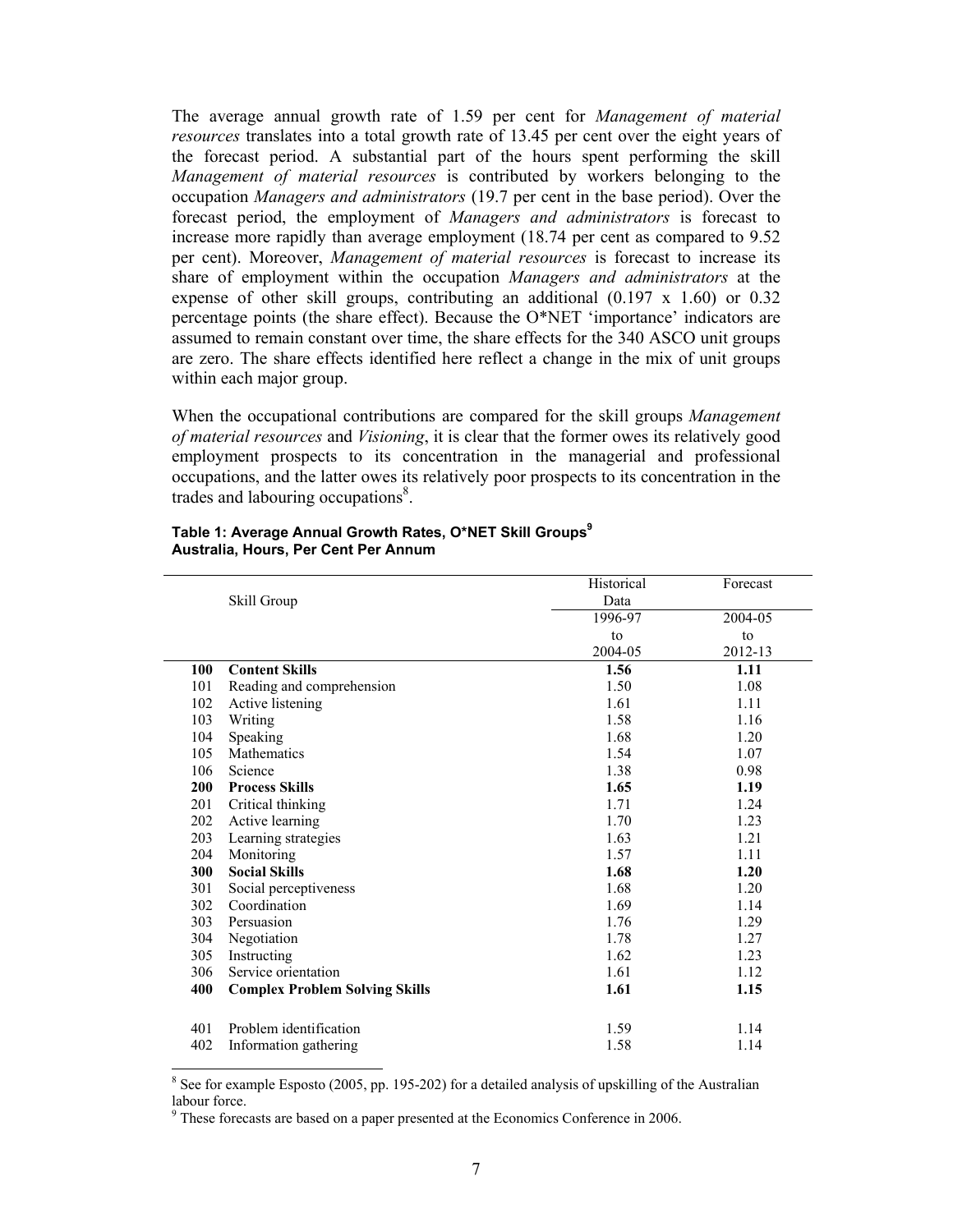The average annual growth rate of 1.59 per cent for *Management of material resources* translates into a total growth rate of 13.45 per cent over the eight years of the forecast period. A substantial part of the hours spent performing the skill *Management of material resources* is contributed by workers belonging to the occupation *Managers and administrators* (19.7 per cent in the base period). Over the forecast period, the employment of *Managers and administrators* is forecast to increase more rapidly than average employment (18.74 per cent as compared to 9.52 per cent). Moreover, *Management of material resources* is forecast to increase its share of employment within the occupation *Managers and administrators* at the expense of other skill groups, contributing an additional (0.197 x 1.60) or 0.32 percentage points (the share effect). Because the O*NET 'importance' indicators are assumed to remain constant over time, the share effects for the 340 ASCO unit groups are zero. The share effects identified here reflect a change in the mix of unit groups within each major group.

When the occupational contributions are compared for the skill groups *Management of material resources* and *Visioning*, it is clear that the former owes its relatively good employment prospects to its concentration in the managerial and professional occupations, and the latter owes its relatively poor prospects to its concentration in the trades and labouring occupations[8].

**Table 1: Average Annual Growth Rates, O*NET Skill Groups[9]**
**Australia, Hours, Per Cent Per Annum**

| | Skill Group | Historical Data | Forecast |
|---|---|---|---|
| | | 1996-97 to 2004-05 | 2004-05 to 2012-13 |
| **100** | **Content Skills** | **1.56** | **1.11** |
| 101 | Reading and comprehension | 1.50 | 1.08 |
| 102 | Active listening | 1.61 | 1.11 |
| 103 | Writing | 1.58 | 1.16 |
| 104 | Speaking | 1.68 | 1.20 |
| 105 | Mathematics | 1.54 | 1.07 |
| 106 | Science | 1.38 | 0.98 |
| **200** | **Process Skills** | **1.65** | **1.19** |
| 201 | Critical thinking | 1.71 | 1.24 |
| 202 | Active learning | 1.70 | 1.23 |
| 203 | Learning strategies | 1.63 | 1.21 |
| 204 | Monitoring | 1.57 | 1.11 |
| **300** | **Social Skills** | **1.68** | **1.20** |
| 301 | Social perceptiveness | 1.68 | 1.20 |
| 302 | Coordination | 1.69 | 1.14 |
| 303 | Persuasion | 1.76 | 1.29 |
| 304 | Negotiation | 1.78 | 1.27 |
| 305 | Instructing | 1.62 | 1.23 |
| 306 | Service orientation | 1.61 | 1.12 |
| **400** | **Complex Problem Solving Skills** | **1.61** | **1.15** |
| 401 | Problem identification | 1.59 | 1.14 |
| 402 | Information gathering | 1.58 | 1.14 |

[8] See for example Esposto (2005, pp. 195-202) for a detailed analysis of upskilling of the Australian labour force.

[9] These forecasts are based on a paper presented at the Economics Conference in 2006.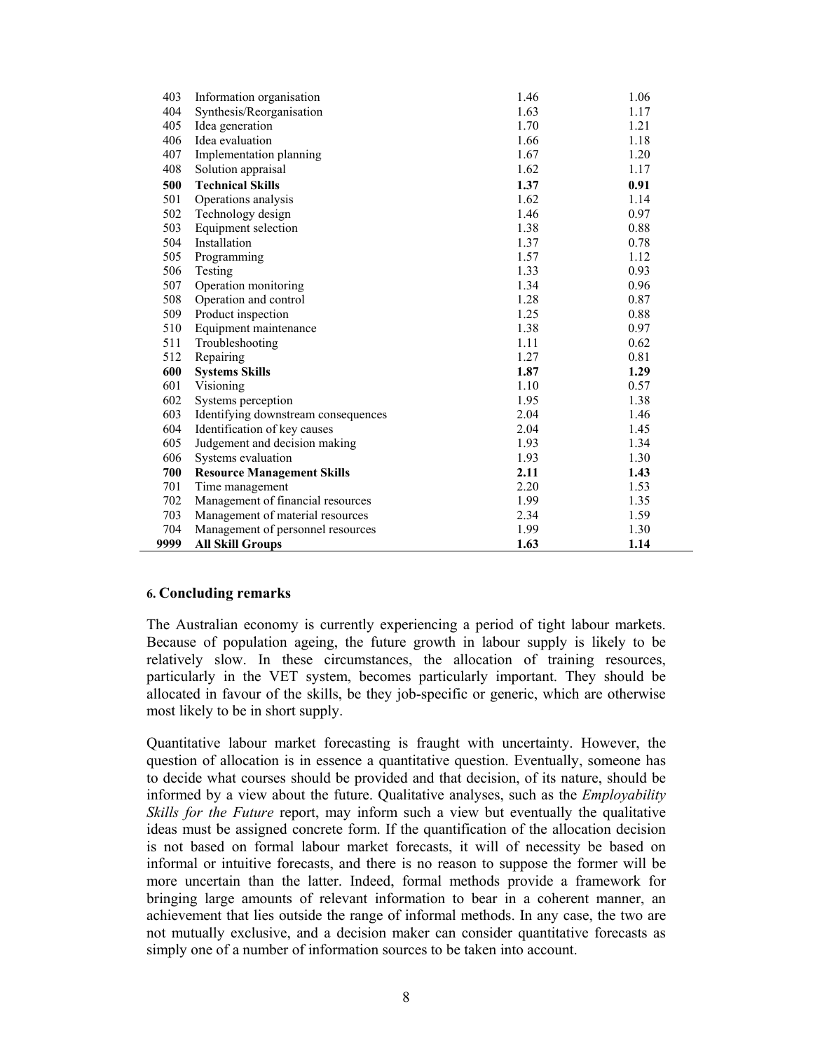| | | | |
|---|---|---|---|
| 403 | Information organisation | 1.46 | 1.06 |
| 404 | Synthesis/Reorganisation | 1.63 | 1.17 |
| 405 | Idea generation | 1.70 | 1.21 |
| 406 | Idea evaluation | 1.66 | 1.18 |
| 407 | Implementation planning | 1.67 | 1.20 |
| 408 | Solution appraisal | 1.62 | 1.17 |
| **500** | **Technical Skills** | **1.37** | **0.91** |
| 501 | Operations analysis | 1.62 | 1.14 |
| 502 | Technology design | 1.46 | 0.97 |
| 503 | Equipment selection | 1.38 | 0.88 |
| 504 | Installation | 1.37 | 0.78 |
| 505 | Programming | 1.57 | 1.12 |
| 506 | Testing | 1.33 | 0.93 |
| 507 | Operation monitoring | 1.34 | 0.96 |
| 508 | Operation and control | 1.28 | 0.87 |
| 509 | Product inspection | 1.25 | 0.88 |
| 510 | Equipment maintenance | 1.38 | 0.97 |
| 511 | Troubleshooting | 1.11 | 0.62 |
| 512 | Repairing | 1.27 | 0.81 |
| **600** | **Systems Skills** | **1.87** | **1.29** |
| 601 | Visioning | 1.10 | 0.57 |
| 602 | Systems perception | 1.95 | 1.38 |
| 603 | Identifying downstream consequences | 2.04 | 1.46 |
| 604 | Identification of key causes | 2.04 | 1.45 |
| 605 | Judgement and decision making | 1.93 | 1.34 |
| 606 | Systems evaluation | 1.93 | 1.30 |
| **700** | **Resource Management Skills** | **2.11** | **1.43** |
| 701 | Time management | 2.20 | 1.53 |
| 702 | Management of financial resources | 1.99 | 1.35 |
| 703 | Management of material resources | 2.34 | 1.59 |
| 704 | Management of personnel resources | 1.99 | 1.30 |
| **9999** | **All Skill Groups** | **1.63** | **1.14** |

## 6. Concluding remarks

The Australian economy is currently experiencing a period of tight labour markets. Because of population ageing, the future growth in labour supply is likely to be relatively slow. In these circumstances, the allocation of training resources, particularly in the VET system, becomes particularly important. They should be allocated in favour of the skills, be they job-specific or generic, which are otherwise most likely to be in short supply.

Quantitative labour market forecasting is fraught with uncertainty. However, the question of allocation is in essence a quantitative question. Eventually, someone has to decide what courses should be provided and that decision, of its nature, should be informed by a view about the future. Qualitative analyses, such as the *Employability Skills for the Future* report, may inform such a view but eventually the qualitative ideas must be assigned concrete form. If the quantification of the allocation decision is not based on formal labour market forecasts, it will of necessity be based on informal or intuitive forecasts, and there is no reason to suppose the former will be more uncertain than the latter. Indeed, formal methods provide a framework for bringing large amounts of relevant information to bear in a coherent manner, an achievement that lies outside the range of informal methods. In any case, the two are not mutually exclusive, and a decision maker can consider quantitative forecasts as simply one of a number of information sources to be taken into account.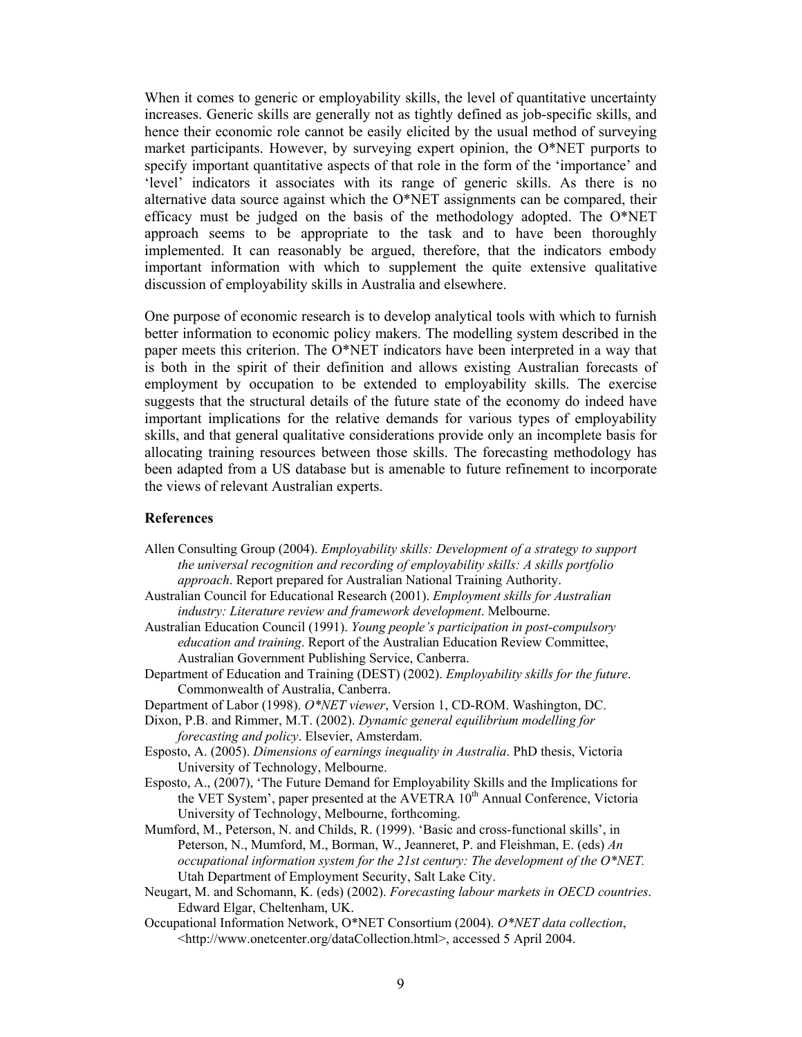When it comes to generic or employability skills, the level of quantitative uncertainty increases. Generic skills are generally not as tightly defined as job-specific skills, and hence their economic role cannot be easily elicited by the usual method of surveying market participants. However, by surveying expert opinion, the O*NET purports to specify important quantitative aspects of that role in the form of the 'importance' and 'level' indicators it associates with its range of generic skills. As there is no alternative data source against which the O*NET assignments can be compared, their efficacy must be judged on the basis of the methodology adopted. The O*NET approach seems to be appropriate to the task and to have been thoroughly implemented. It can reasonably be argued, therefore, that the indicators embody important information with which to supplement the quite extensive qualitative discussion of employability skills in Australia and elsewhere.

One purpose of economic research is to develop analytical tools with which to furnish better information to economic policy makers. The modelling system described in the paper meets this criterion. The O*NET indicators have been interpreted in a way that is both in the spirit of their definition and allows existing Australian forecasts of employment by occupation to be extended to employability skills. The exercise suggests that the structural details of the future state of the economy do indeed have important implications for the relative demands for various types of employability skills, and that general qualitative considerations provide only an incomplete basis for allocating training resources between those skills. The forecasting methodology has been adapted from a US database but is amenable to future refinement to incorporate the views of relevant Australian experts.

## References

Allen Consulting Group (2004). *Employability skills: Development of a strategy to support the universal recognition and recording of employability skills: A skills portfolio approach*. Report prepared for Australian National Training Authority.

Australian Council for Educational Research (2001). *Employment skills for Australian industry: Literature review and framework development*. Melbourne.

Australian Education Council (1991). *Young people's participation in post-compulsory education and training*. Report of the Australian Education Review Committee, Australian Government Publishing Service, Canberra.

Department of Education and Training (DEST) (2002). *Employability skills for the future*. Commonwealth of Australia, Canberra.

Department of Labor (1998). *O*NET viewer*, Version 1, CD-ROM. Washington, DC.

Dixon, P.B. and Rimmer, M.T. (2002). *Dynamic general equilibrium modelling for forecasting and policy*. Elsevier, Amsterdam.

Esposto, A. (2005). *Dimensions of earnings inequality in Australia*. PhD thesis, Victoria University of Technology, Melbourne.

Esposto, A., (2007), 'The Future Demand for Employability Skills and the Implications for the VET System', paper presented at the AVETRA 10th Annual Conference, Victoria University of Technology, Melbourne, forthcoming.

Mumford, M., Peterson, N. and Childs, R. (1999). 'Basic and cross-functional skills', in Peterson, N., Mumford, M., Borman, W., Jeanneret, P. and Fleishman, E. (eds) *An occupational information system for the 21st century: The development of the O*NET.* Utah Department of Employment Security, Salt Lake City.

Neugart, M. and Schomann, K. (eds) (2002). *Forecasting labour markets in OECD countries*. Edward Elgar, Cheltenham, UK.

Occupational Information Network, O*NET Consortium (2004). *O*NET data collection*, <http://www.onetcenter.org/dataCollection.html>, accessed 5 April 2004.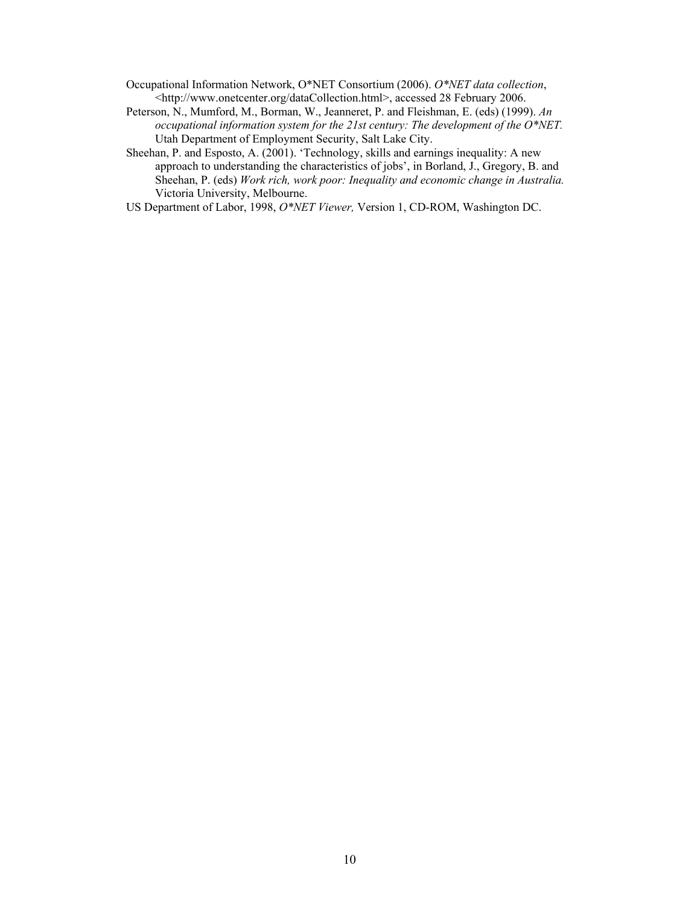Occupational Information Network, O*NET Consortium (2006). *O*NET data collection*, <http://www.onetcenter.org/dataCollection.html>, accessed 28 February 2006.

Peterson, N., Mumford, M., Borman, W., Jeanneret, P. and Fleishman, E. (eds) (1999). *An occupational information system for the 21st century: The development of the O*NET.* Utah Department of Employment Security, Salt Lake City.

Sheehan, P. and Esposto, A. (2001). 'Technology, skills and earnings inequality: A new approach to understanding the characteristics of jobs', in Borland, J., Gregory, B. and Sheehan, P. (eds) *Work rich, work poor: Inequality and economic change in Australia.* Victoria University, Melbourne.

US Department of Labor, 1998, *O*NET Viewer,* Version 1, CD-ROM, Washington DC.